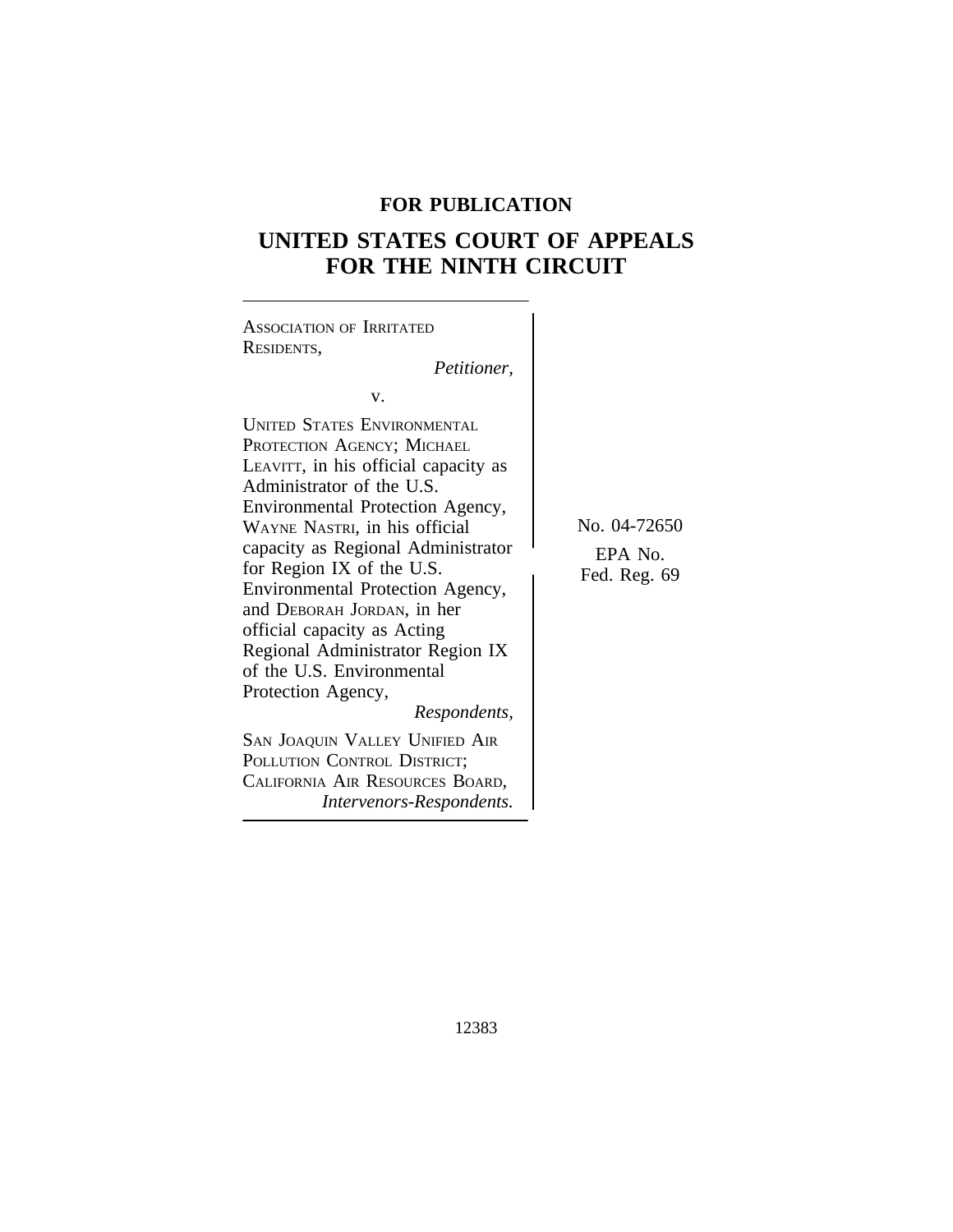**FOR PUBLICATION**

# UNITED STATES COURT OF APPEALS FOR THE NINTH CIRCUIT

ASSOCIATION OF IRRITATED RESIDENTS,
*Petitioner,*

v.

UNITED STATES ENVIRONMENTAL PROTECTION AGENCY; MICHAEL LEAVITT, in his official capacity as Administrator of the U.S. Environmental Protection Agency, WAYNE NASTRI, in his official capacity as Regional Administrator for Region IX of the U.S. Environmental Protection Agency, and DEBORAH JORDAN, in her official capacity as Acting Regional Administrator Region IX of the U.S. Environmental Protection Agency,
*Respondents,*

SAN JOAQUIN VALLEY UNIFIED AIR POLLUTION CONTROL DISTRICT; CALIFORNIA AIR RESOURCES BOARD,
*Intervenors-Respondents.*

No. 04-72650

EPA No.
Fed. Reg. 69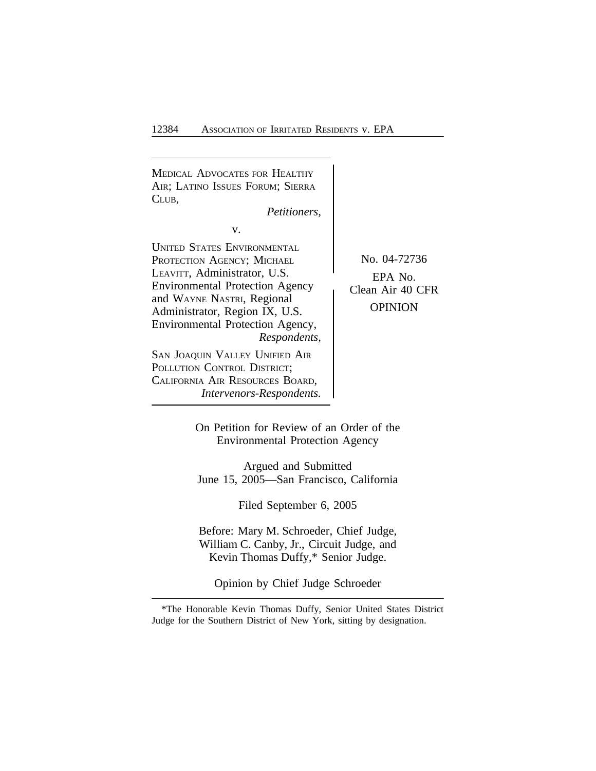MEDICAL ADVOCATES FOR HEALTHY AIR; LATINO ISSUES FORUM; SIERRA CLUB,
*Petitioners,*

v.

UNITED STATES ENVIRONMENTAL PROTECTION AGENCY; MICHAEL LEAVITT, Administrator, U.S. Environmental Protection Agency and WAYNE NASTRI, Regional Administrator, Region IX, U.S. Environmental Protection Agency,
*Respondents,*

SAN JOAQUIN VALLEY UNIFIED AIR POLLUTION CONTROL DISTRICT; CALIFORNIA AIR RESOURCES BOARD,
*Intervenors-Respondents.*

No. 04-72736

EPA No. Clean Air 40 CFR

OPINION

On Petition for Review of an Order of the Environmental Protection Agency

Argued and Submitted
June 15, 2005—San Francisco, California

Filed September 6, 2005

Before: Mary M. Schroeder, Chief Judge, William C. Canby, Jr., Circuit Judge, and Kevin Thomas Duffy,* Senior Judge.

Opinion by Chief Judge Schroeder

---

*The Honorable Kevin Thomas Duffy, Senior United States District Judge for the Southern District of New York, sitting by designation.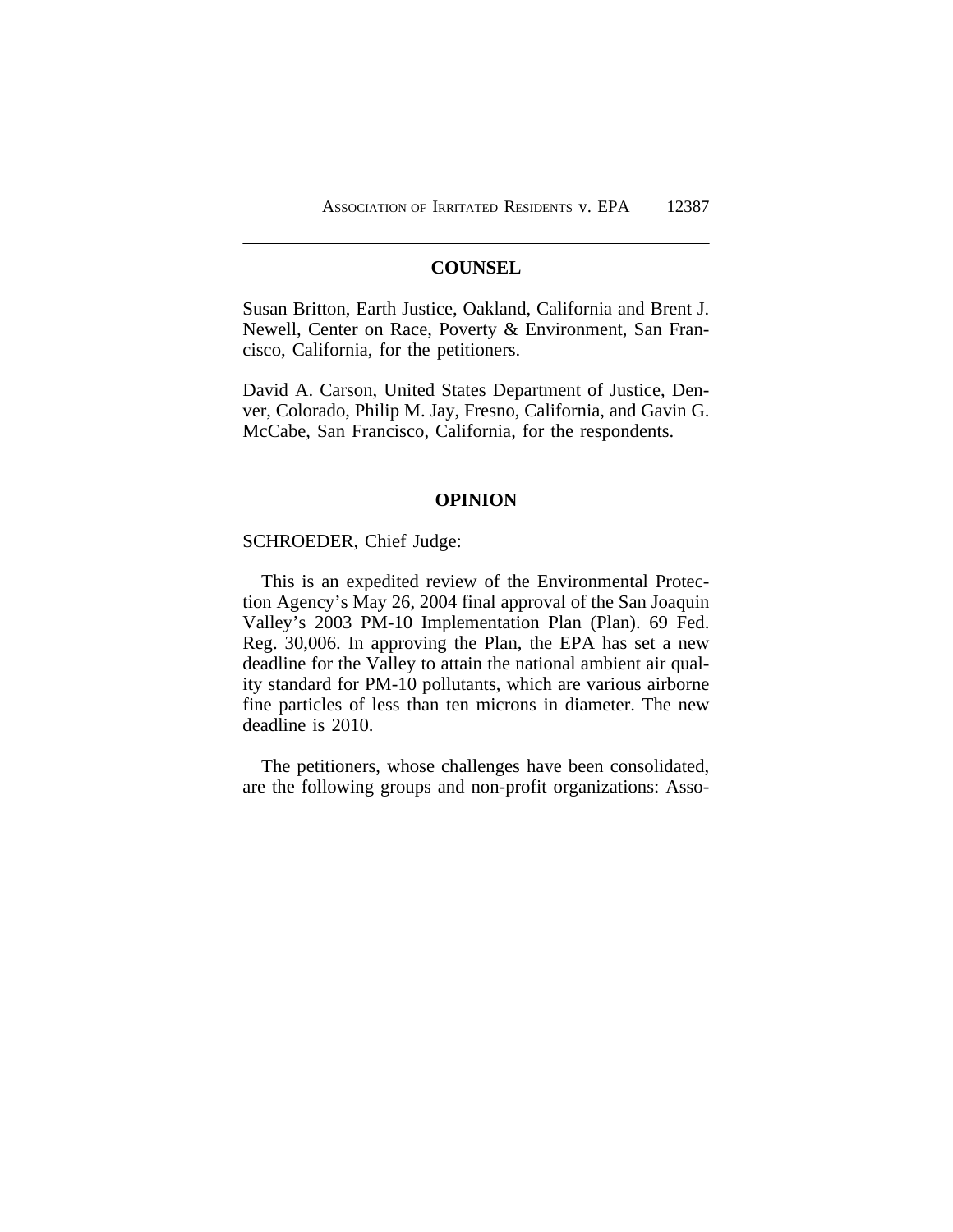## COUNSEL

Susan Britton, Earth Justice, Oakland, California and Brent J. Newell, Center on Race, Poverty & Environment, San Francisco, California, for the petitioners.

David A. Carson, United States Department of Justice, Denver, Colorado, Philip M. Jay, Fresno, California, and Gavin G. McCabe, San Francisco, California, for the respondents.

## OPINION

SCHROEDER, Chief Judge:

This is an expedited review of the Environmental Protection Agency's May 26, 2004 final approval of the San Joaquin Valley's 2003 PM-10 Implementation Plan (Plan). 69 Fed. Reg. 30,006. In approving the Plan, the EPA has set a new deadline for the Valley to attain the national ambient air quality standard for PM-10 pollutants, which are various airborne fine particles of less than ten microns in diameter. The new deadline is 2010.

The petitioners, whose challenges have been consolidated, are the following groups and non-profit organizations: Asso-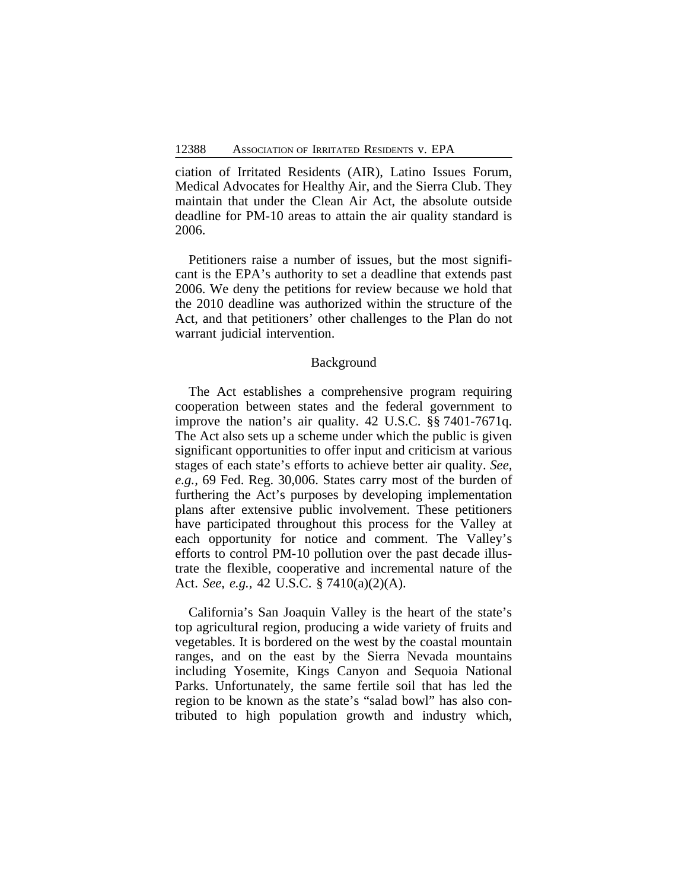ciation of Irritated Residents (AIR), Latino Issues Forum, Medical Advocates for Healthy Air, and the Sierra Club. They maintain that under the Clean Air Act, the absolute outside deadline for PM-10 areas to attain the air quality standard is 2006.

Petitioners raise a number of issues, but the most significant is the EPA's authority to set a deadline that extends past 2006. We deny the petitions for review because we hold that the 2010 deadline was authorized within the structure of the Act, and that petitioners' other challenges to the Plan do not warrant judicial intervention.

## Background

The Act establishes a comprehensive program requiring cooperation between states and the federal government to improve the nation's air quality. 42 U.S.C. §§ 7401-7671q. The Act also sets up a scheme under which the public is given significant opportunities to offer input and criticism at various stages of each state's efforts to achieve better air quality. *See, e.g.*, 69 Fed. Reg. 30,006. States carry most of the burden of furthering the Act's purposes by developing implementation plans after extensive public involvement. These petitioners have participated throughout this process for the Valley at each opportunity for notice and comment. The Valley's efforts to control PM-10 pollution over the past decade illustrate the flexible, cooperative and incremental nature of the Act. *See, e.g.*, 42 U.S.C. § 7410(a)(2)(A).

California's San Joaquin Valley is the heart of the state's top agricultural region, producing a wide variety of fruits and vegetables. It is bordered on the west by the coastal mountain ranges, and on the east by the Sierra Nevada mountains including Yosemite, Kings Canyon and Sequoia National Parks. Unfortunately, the same fertile soil that has led the region to be known as the state's "salad bowl" has also contributed to high population growth and industry which,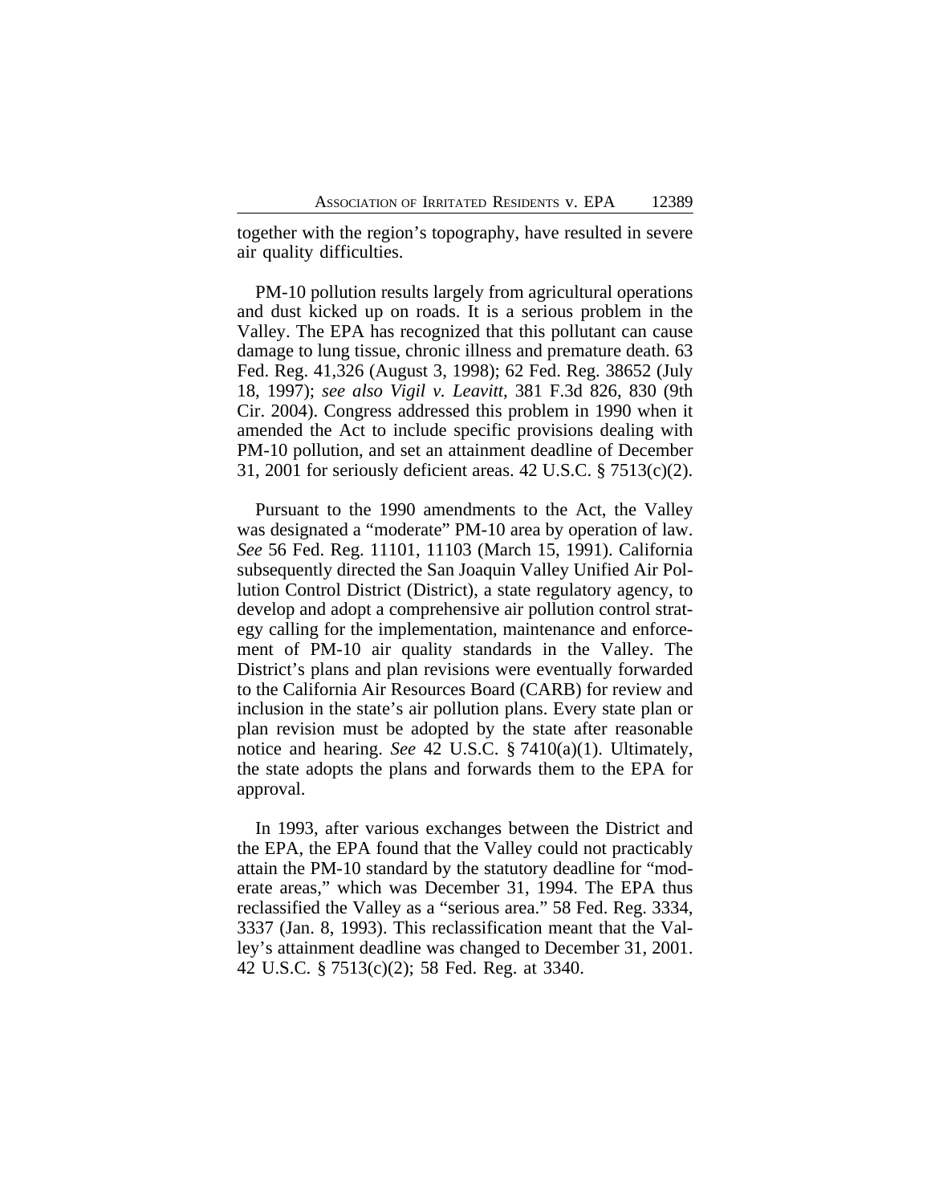together with the region's topography, have resulted in severe air quality difficulties.

PM-10 pollution results largely from agricultural operations and dust kicked up on roads. It is a serious problem in the Valley. The EPA has recognized that this pollutant can cause damage to lung tissue, chronic illness and premature death. 63 Fed. Reg. 41,326 (August 3, 1998); 62 Fed. Reg. 38652 (July 18, 1997); *see also Vigil v. Leavitt*, 381 F.3d 826, 830 (9th Cir. 2004). Congress addressed this problem in 1990 when it amended the Act to include specific provisions dealing with PM-10 pollution, and set an attainment deadline of December 31, 2001 for seriously deficient areas. 42 U.S.C. § 7513(c)(2).

Pursuant to the 1990 amendments to the Act, the Valley was designated a "moderate" PM-10 area by operation of law. *See* 56 Fed. Reg. 11101, 11103 (March 15, 1991). California subsequently directed the San Joaquin Valley Unified Air Pollution Control District (District), a state regulatory agency, to develop and adopt a comprehensive air pollution control strategy calling for the implementation, maintenance and enforcement of PM-10 air quality standards in the Valley. The District's plans and plan revisions were eventually forwarded to the California Air Resources Board (CARB) for review and inclusion in the state's air pollution plans. Every state plan or plan revision must be adopted by the state after reasonable notice and hearing. *See* 42 U.S.C. § 7410(a)(1). Ultimately, the state adopts the plans and forwards them to the EPA for approval.

In 1993, after various exchanges between the District and the EPA, the EPA found that the Valley could not practicably attain the PM-10 standard by the statutory deadline for "moderate areas," which was December 31, 1994. The EPA thus reclassified the Valley as a "serious area." 58 Fed. Reg. 3334, 3337 (Jan. 8, 1993). This reclassification meant that the Valley's attainment deadline was changed to December 31, 2001. 42 U.S.C. § 7513(c)(2); 58 Fed. Reg. at 3340.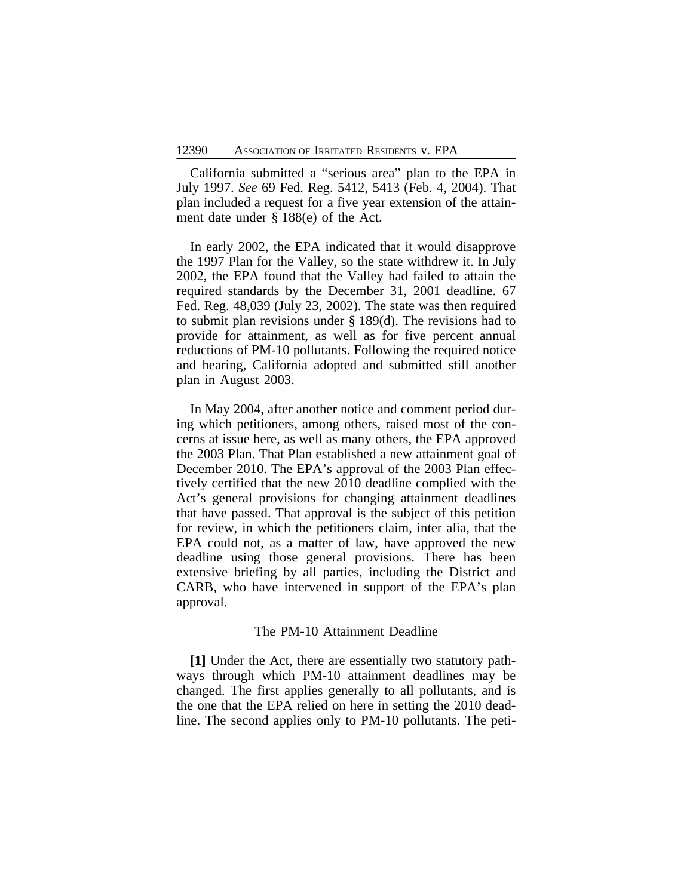California submitted a "serious area" plan to the EPA in July 1997. *See* 69 Fed. Reg. 5412, 5413 (Feb. 4, 2004). That plan included a request for a five year extension of the attainment date under § 188(e) of the Act.

In early 2002, the EPA indicated that it would disapprove the 1997 Plan for the Valley, so the state withdrew it. In July 2002, the EPA found that the Valley had failed to attain the required standards by the December 31, 2001 deadline. 67 Fed. Reg. 48,039 (July 23, 2002). The state was then required to submit plan revisions under § 189(d). The revisions had to provide for attainment, as well as for five percent annual reductions of PM-10 pollutants. Following the required notice and hearing, California adopted and submitted still another plan in August 2003.

In May 2004, after another notice and comment period during which petitioners, among others, raised most of the concerns at issue here, as well as many others, the EPA approved the 2003 Plan. That Plan established a new attainment goal of December 2010. The EPA's approval of the 2003 Plan effectively certified that the new 2010 deadline complied with the Act's general provisions for changing attainment deadlines that have passed. That approval is the subject of this petition for review, in which the petitioners claim, inter alia, that the EPA could not, as a matter of law, have approved the new deadline using those general provisions. There has been extensive briefing by all parties, including the District and CARB, who have intervened in support of the EPA's plan approval.

## The PM-10 Attainment Deadline

**[1]** Under the Act, there are essentially two statutory pathways through which PM-10 attainment deadlines may be changed. The first applies generally to all pollutants, and is the one that the EPA relied on here in setting the 2010 deadline. The second applies only to PM-10 pollutants. The peti-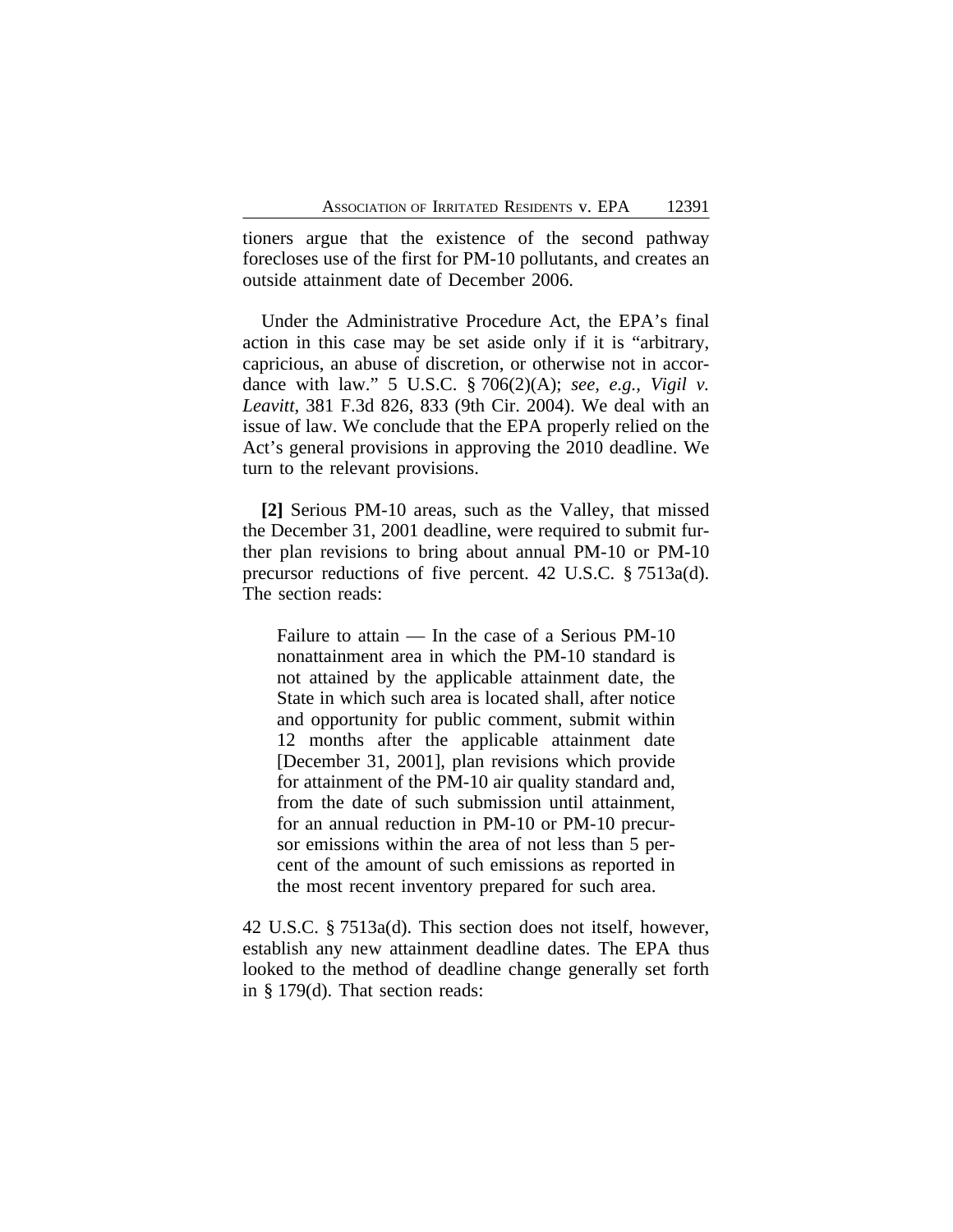tioners argue that the existence of the second pathway forecloses use of the first for PM-10 pollutants, and creates an outside attainment date of December 2006.

Under the Administrative Procedure Act, the EPA's final action in this case may be set aside only if it is "arbitrary, capricious, an abuse of discretion, or otherwise not in accordance with law." 5 U.S.C. § 706(2)(A); *see, e.g., Vigil v. Leavitt*, 381 F.3d 826, 833 (9th Cir. 2004). We deal with an issue of law. We conclude that the EPA properly relied on the Act's general provisions in approving the 2010 deadline. We turn to the relevant provisions.

**[2]** Serious PM-10 areas, such as the Valley, that missed the December 31, 2001 deadline, were required to submit further plan revisions to bring about annual PM-10 or PM-10 precursor reductions of five percent. 42 U.S.C. § 7513a(d). The section reads:

> Failure to attain — In the case of a Serious PM-10 nonattainment area in which the PM-10 standard is not attained by the applicable attainment date, the State in which such area is located shall, after notice and opportunity for public comment, submit within 12 months after the applicable attainment date [December 31, 2001], plan revisions which provide for attainment of the PM-10 air quality standard and, from the date of such submission until attainment, for an annual reduction in PM-10 or PM-10 precursor emissions within the area of not less than 5 percent of the amount of such emissions as reported in the most recent inventory prepared for such area.

42 U.S.C. § 7513a(d). This section does not itself, however, establish any new attainment deadline dates. The EPA thus looked to the method of deadline change generally set forth in § 179(d). That section reads: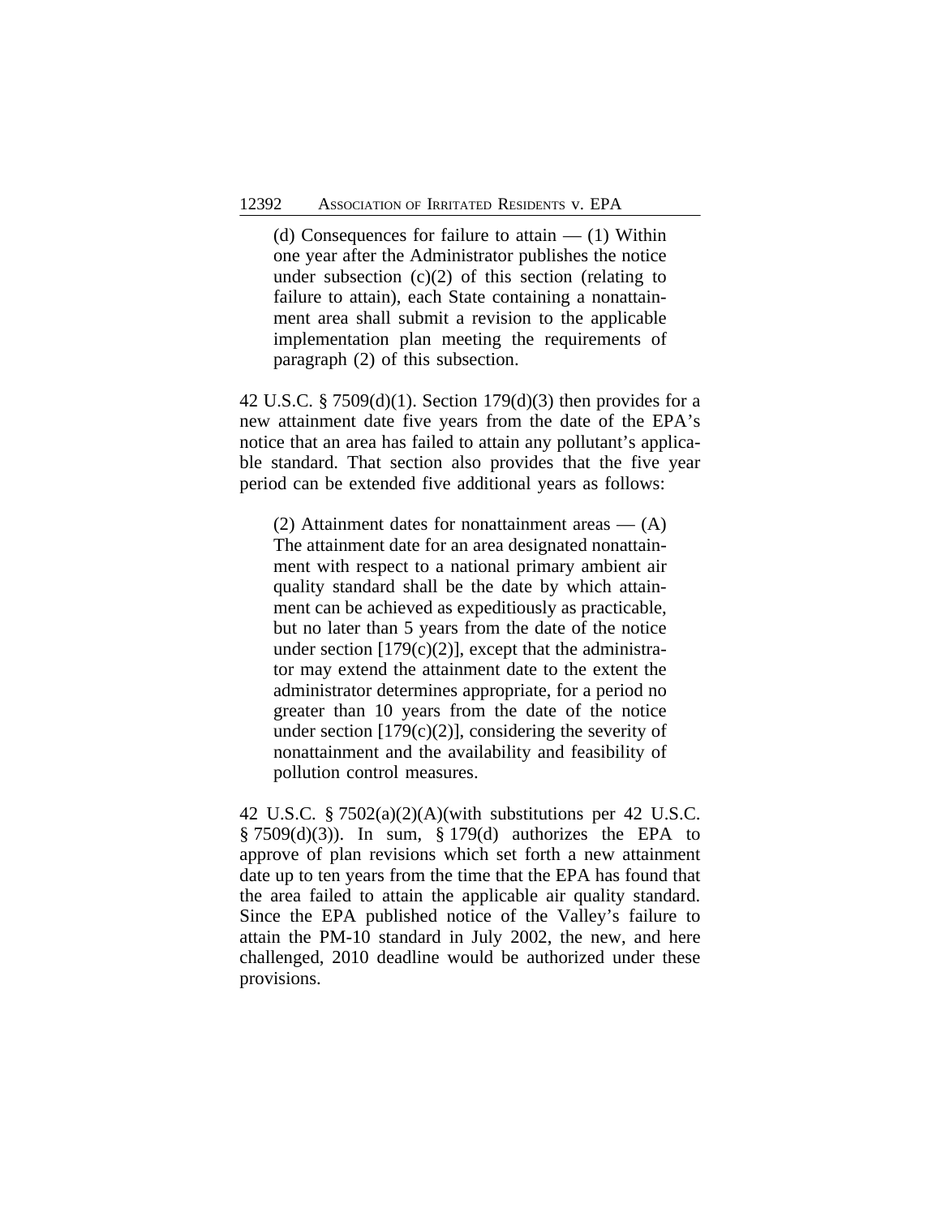> (d) Consequences for failure to attain — (1) Within one year after the Administrator publishes the notice under subsection (c)(2) of this section (relating to failure to attain), each State containing a nonattainment area shall submit a revision to the applicable implementation plan meeting the requirements of paragraph (2) of this subsection.

42 U.S.C. § 7509(d)(1). Section 179(d)(3) then provides for a new attainment date five years from the date of the EPA's notice that an area has failed to attain any pollutant's applicable standard. That section also provides that the five year period can be extended five additional years as follows:

> (2) Attainment dates for nonattainment areas — (A) The attainment date for an area designated nonattainment with respect to a national primary ambient air quality standard shall be the date by which attainment can be achieved as expeditiously as practicable, but no later than 5 years from the date of the notice under section [179(c)(2)], except that the administrator may extend the attainment date to the extent the administrator determines appropriate, for a period no greater than 10 years from the date of the notice under section [179(c)(2)], considering the severity of nonattainment and the availability and feasibility of pollution control measures.

42 U.S.C. § 7502(a)(2)(A)(with substitutions per 42 U.S.C. § 7509(d)(3)). In sum, § 179(d) authorizes the EPA to approve of plan revisions which set forth a new attainment date up to ten years from the time that the EPA has found that the area failed to attain the applicable air quality standard. Since the EPA published notice of the Valley's failure to attain the PM-10 standard in July 2002, the new, and here challenged, 2010 deadline would be authorized under these provisions.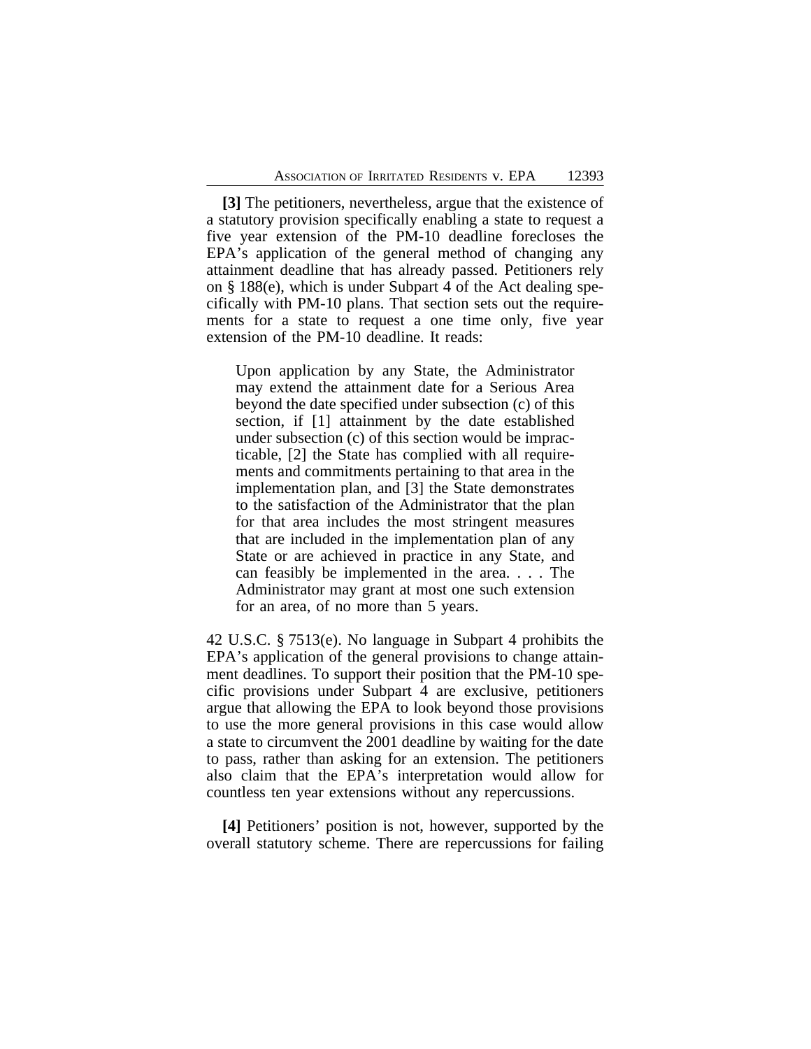**[3]** The petitioners, nevertheless, argue that the existence of a statutory provision specifically enabling a state to request a five year extension of the PM-10 deadline forecloses the EPA's application of the general method of changing any attainment deadline that has already passed. Petitioners rely on § 188(e), which is under Subpart 4 of the Act dealing specifically with PM-10 plans. That section sets out the requirements for a state to request a one time only, five year extension of the PM-10 deadline. It reads:

> Upon application by any State, the Administrator may extend the attainment date for a Serious Area beyond the date specified under subsection (c) of this section, if [1] attainment by the date established under subsection (c) of this section would be impracticable, [2] the State has complied with all requirements and commitments pertaining to that area in the implementation plan, and [3] the State demonstrates to the satisfaction of the Administrator that the plan for that area includes the most stringent measures that are included in the implementation plan of any State or are achieved in practice in any State, and can feasibly be implemented in the area. . . . The Administrator may grant at most one such extension for an area, of no more than 5 years.

42 U.S.C. § 7513(e). No language in Subpart 4 prohibits the EPA's application of the general provisions to change attainment deadlines. To support their position that the PM-10 specific provisions under Subpart 4 are exclusive, petitioners argue that allowing the EPA to look beyond those provisions to use the more general provisions in this case would allow a state to circumvent the 2001 deadline by waiting for the date to pass, rather than asking for an extension. The petitioners also claim that the EPA's interpretation would allow for countless ten year extensions without any repercussions.

**[4]** Petitioners' position is not, however, supported by the overall statutory scheme. There are repercussions for failing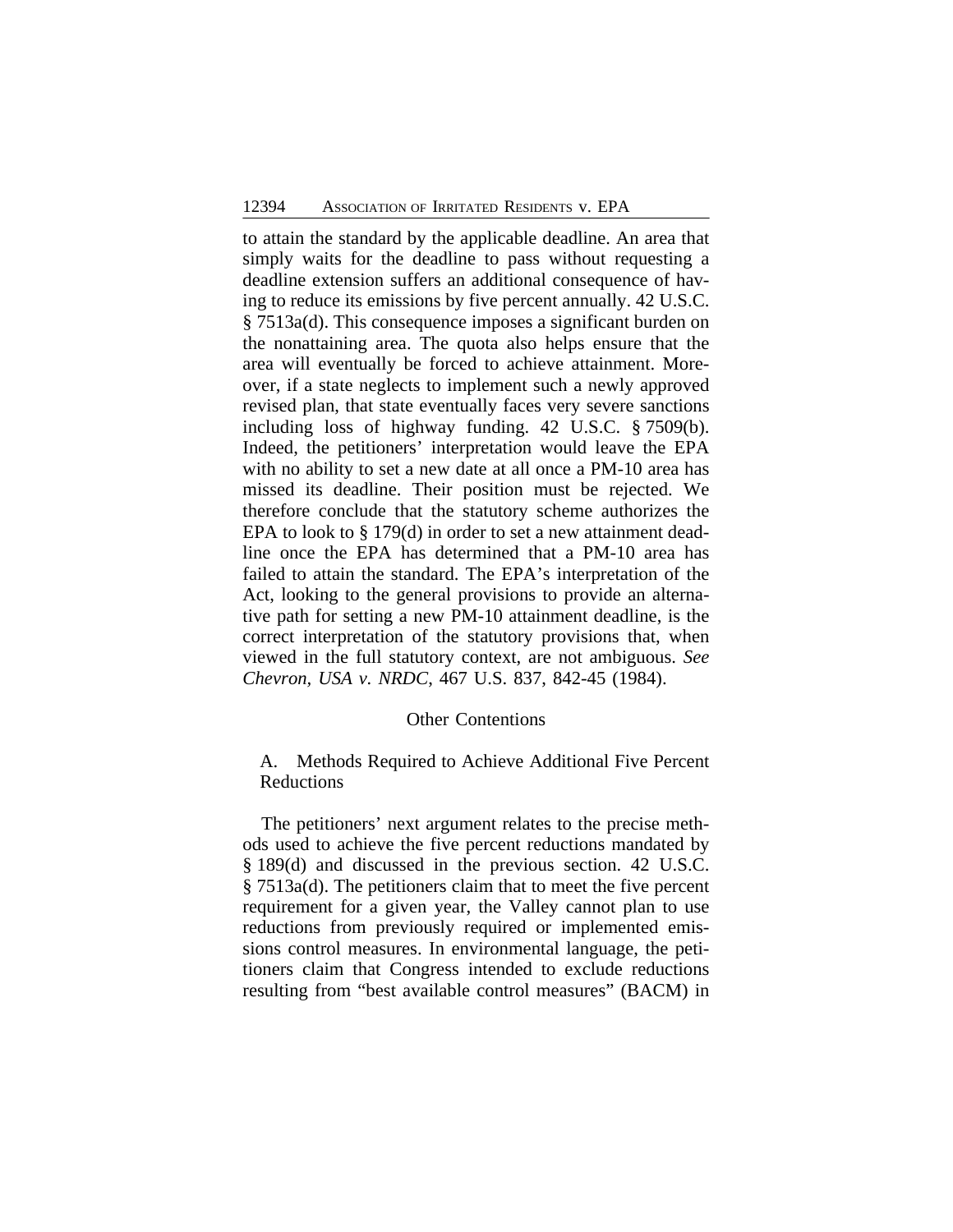to attain the standard by the applicable deadline. An area that simply waits for the deadline to pass without requesting a deadline extension suffers an additional consequence of having to reduce its emissions by five percent annually. 42 U.S.C. § 7513a(d). This consequence imposes a significant burden on the nonattaining area. The quota also helps ensure that the area will eventually be forced to achieve attainment. Moreover, if a state neglects to implement such a newly approved revised plan, that state eventually faces very severe sanctions including loss of highway funding. 42 U.S.C. § 7509(b). Indeed, the petitioners' interpretation would leave the EPA with no ability to set a new date at all once a PM-10 area has missed its deadline. Their position must be rejected. We therefore conclude that the statutory scheme authorizes the EPA to look to § 179(d) in order to set a new attainment deadline once the EPA has determined that a PM-10 area has failed to attain the standard. The EPA's interpretation of the Act, looking to the general provisions to provide an alternative path for setting a new PM-10 attainment deadline, is the correct interpretation of the statutory provisions that, when viewed in the full statutory context, are not ambiguous. *See Chevron, USA v. NRDC*, 467 U.S. 837, 842-45 (1984).

## Other Contentions

### A. Methods Required to Achieve Additional Five Percent Reductions

The petitioners' next argument relates to the precise methods used to achieve the five percent reductions mandated by § 189(d) and discussed in the previous section. 42 U.S.C. § 7513a(d). The petitioners claim that to meet the five percent requirement for a given year, the Valley cannot plan to use reductions from previously required or implemented emissions control measures. In environmental language, the petitioners claim that Congress intended to exclude reductions resulting from "best available control measures" (BACM) in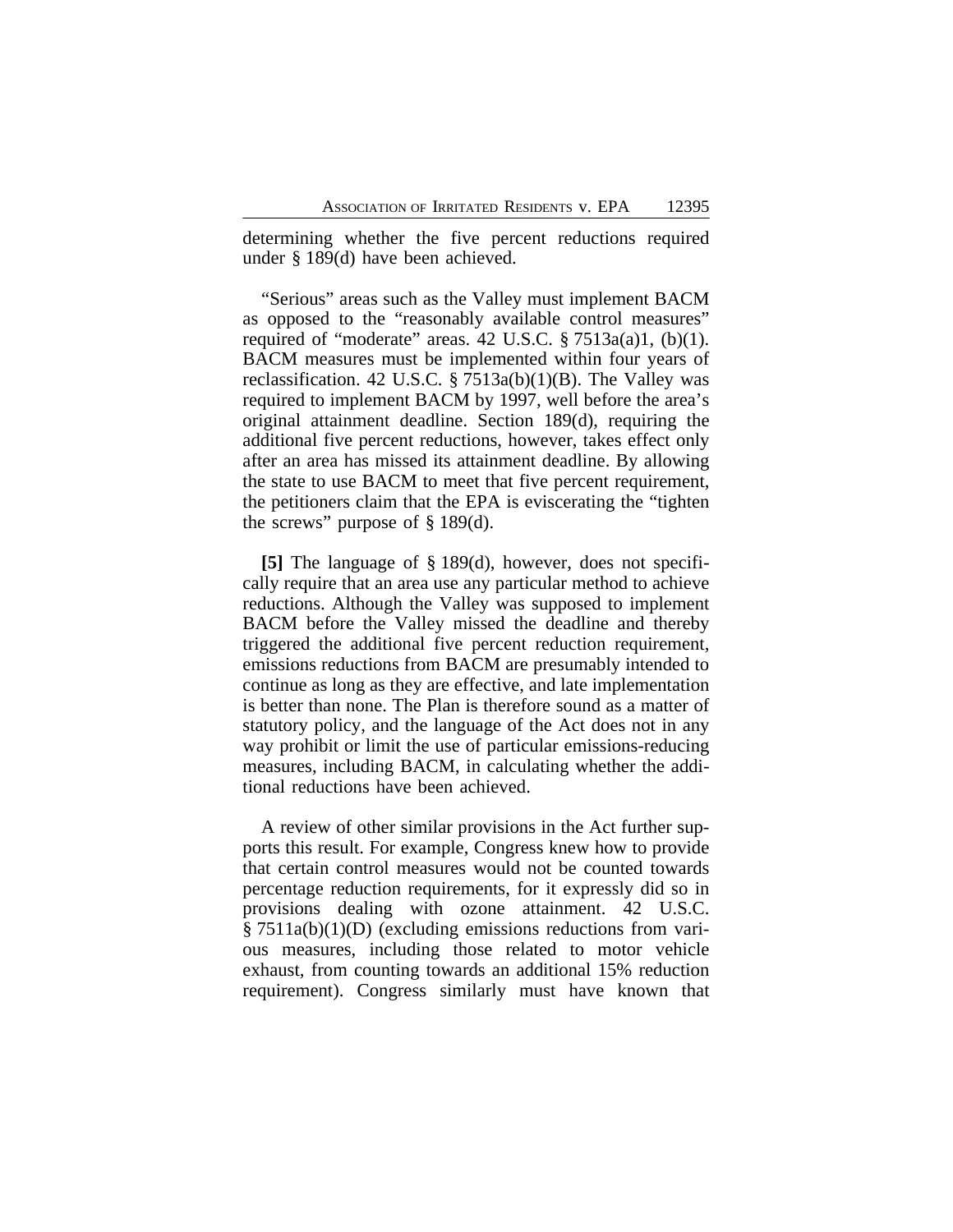determining whether the five percent reductions required under § 189(d) have been achieved.

"Serious" areas such as the Valley must implement BACM as opposed to the "reasonably available control measures" required of "moderate" areas. 42 U.S.C. § 7513a(a)1, (b)(1). BACM measures must be implemented within four years of reclassification. 42 U.S.C. § 7513a(b)(1)(B). The Valley was required to implement BACM by 1997, well before the area's original attainment deadline. Section 189(d), requiring the additional five percent reductions, however, takes effect only after an area has missed its attainment deadline. By allowing the state to use BACM to meet that five percent requirement, the petitioners claim that the EPA is eviscerating the "tighten the screws" purpose of § 189(d).

**[5]** The language of § 189(d), however, does not specifically require that an area use any particular method to achieve reductions. Although the Valley was supposed to implement BACM before the Valley missed the deadline and thereby triggered the additional five percent reduction requirement, emissions reductions from BACM are presumably intended to continue as long as they are effective, and late implementation is better than none. The Plan is therefore sound as a matter of statutory policy, and the language of the Act does not in any way prohibit or limit the use of particular emissions-reducing measures, including BACM, in calculating whether the additional reductions have been achieved.

A review of other similar provisions in the Act further supports this result. For example, Congress knew how to provide that certain control measures would not be counted towards percentage reduction requirements, for it expressly did so in provisions dealing with ozone attainment. 42 U.S.C. § 7511a(b)(1)(D) (excluding emissions reductions from various measures, including those related to motor vehicle exhaust, from counting towards an additional 15% reduction requirement). Congress similarly must have known that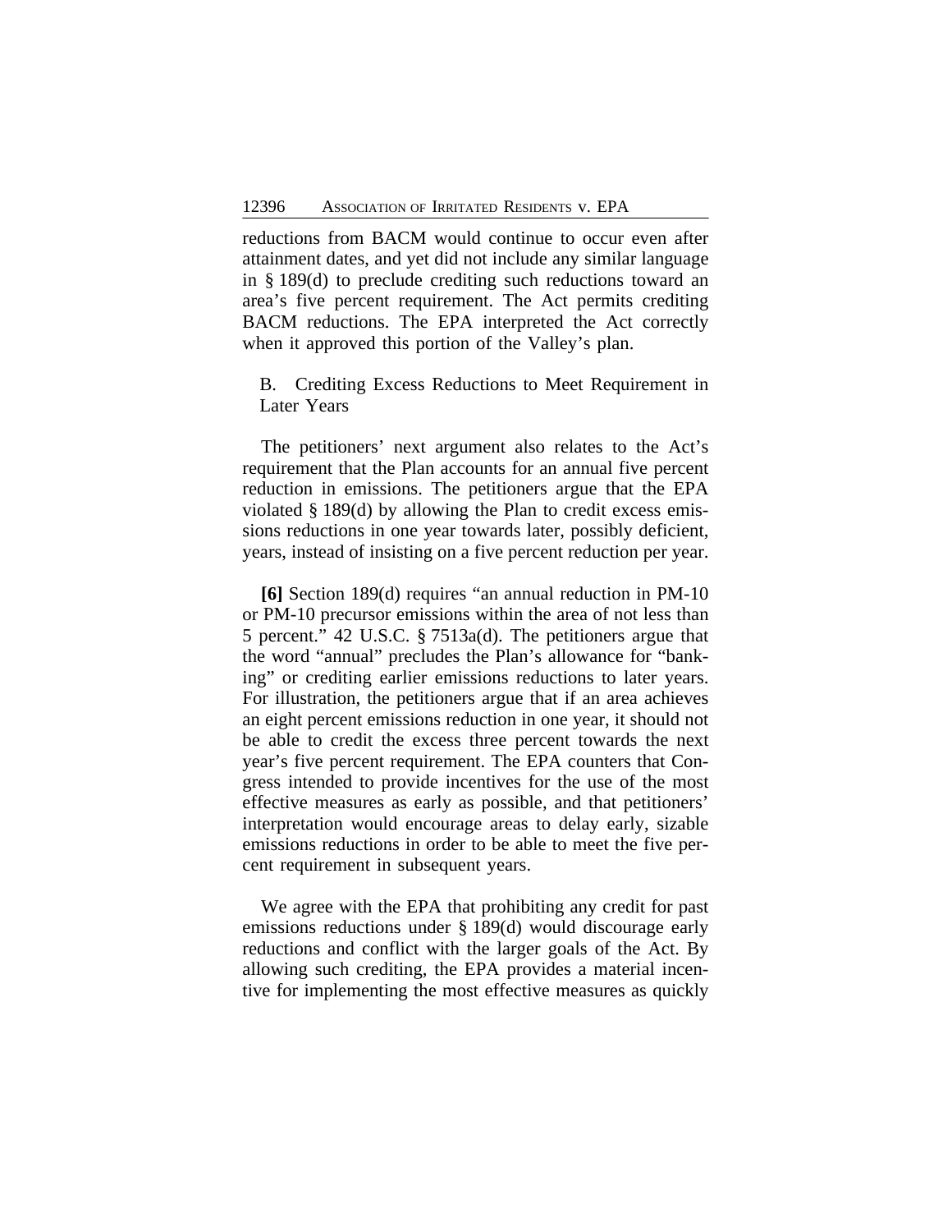reductions from BACM would continue to occur even after attainment dates, and yet did not include any similar language in § 189(d) to preclude crediting such reductions toward an area's five percent requirement. The Act permits crediting BACM reductions. The EPA interpreted the Act correctly when it approved this portion of the Valley's plan.

### B. Crediting Excess Reductions to Meet Requirement in Later Years

The petitioners' next argument also relates to the Act's requirement that the Plan accounts for an annual five percent reduction in emissions. The petitioners argue that the EPA violated § 189(d) by allowing the Plan to credit excess emissions reductions in one year towards later, possibly deficient, years, instead of insisting on a five percent reduction per year.

**[6]** Section 189(d) requires "an annual reduction in PM-10 or PM-10 precursor emissions within the area of not less than 5 percent." 42 U.S.C. § 7513a(d). The petitioners argue that the word "annual" precludes the Plan's allowance for "banking" or crediting earlier emissions reductions to later years. For illustration, the petitioners argue that if an area achieves an eight percent emissions reduction in one year, it should not be able to credit the excess three percent towards the next year's five percent requirement. The EPA counters that Congress intended to provide incentives for the use of the most effective measures as early as possible, and that petitioners' interpretation would encourage areas to delay early, sizable emissions reductions in order to be able to meet the five percent requirement in subsequent years.

We agree with the EPA that prohibiting any credit for past emissions reductions under § 189(d) would discourage early reductions and conflict with the larger goals of the Act. By allowing such crediting, the EPA provides a material incentive for implementing the most effective measures as quickly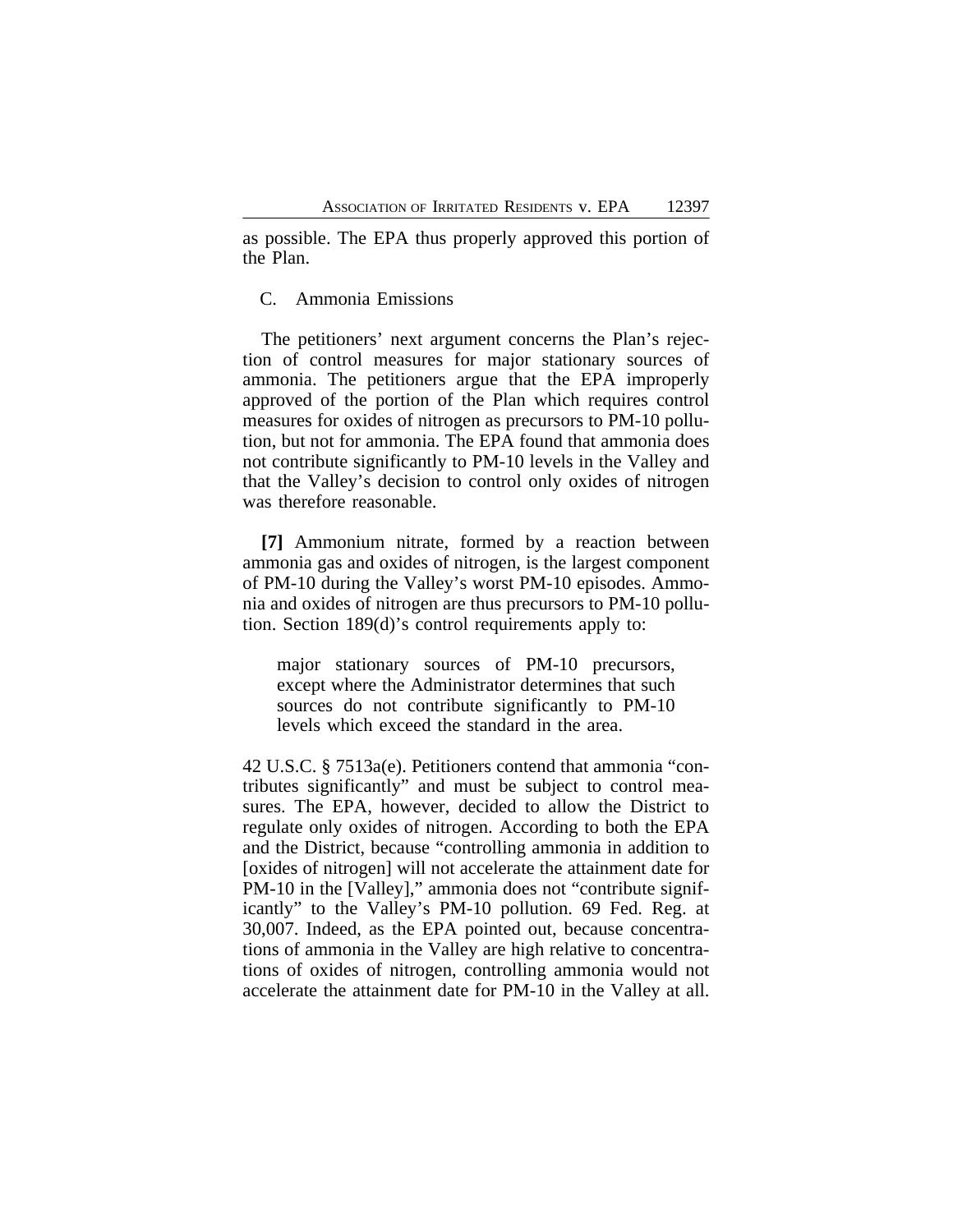as possible. The EPA thus properly approved this portion of the Plan.

C. Ammonia Emissions

The petitioners' next argument concerns the Plan's rejection of control measures for major stationary sources of ammonia. The petitioners argue that the EPA improperly approved of the portion of the Plan which requires control measures for oxides of nitrogen as precursors to PM-10 pollution, but not for ammonia. The EPA found that ammonia does not contribute significantly to PM-10 levels in the Valley and that the Valley's decision to control only oxides of nitrogen was therefore reasonable.

**[7]** Ammonium nitrate, formed by a reaction between ammonia gas and oxides of nitrogen, is the largest component of PM-10 during the Valley's worst PM-10 episodes. Ammonia and oxides of nitrogen are thus precursors to PM-10 pollution. Section 189(d)'s control requirements apply to:

> major stationary sources of PM-10 precursors, except where the Administrator determines that such sources do not contribute significantly to PM-10 levels which exceed the standard in the area.

42 U.S.C. § 7513a(e). Petitioners contend that ammonia "contributes significantly" and must be subject to control measures. The EPA, however, decided to allow the District to regulate only oxides of nitrogen. According to both the EPA and the District, because "controlling ammonia in addition to [oxides of nitrogen] will not accelerate the attainment date for PM-10 in the [Valley]," ammonia does not "contribute significantly" to the Valley's PM-10 pollution. 69 Fed. Reg. at 30,007. Indeed, as the EPA pointed out, because concentrations of ammonia in the Valley are high relative to concentrations of oxides of nitrogen, controlling ammonia would not accelerate the attainment date for PM-10 in the Valley at all.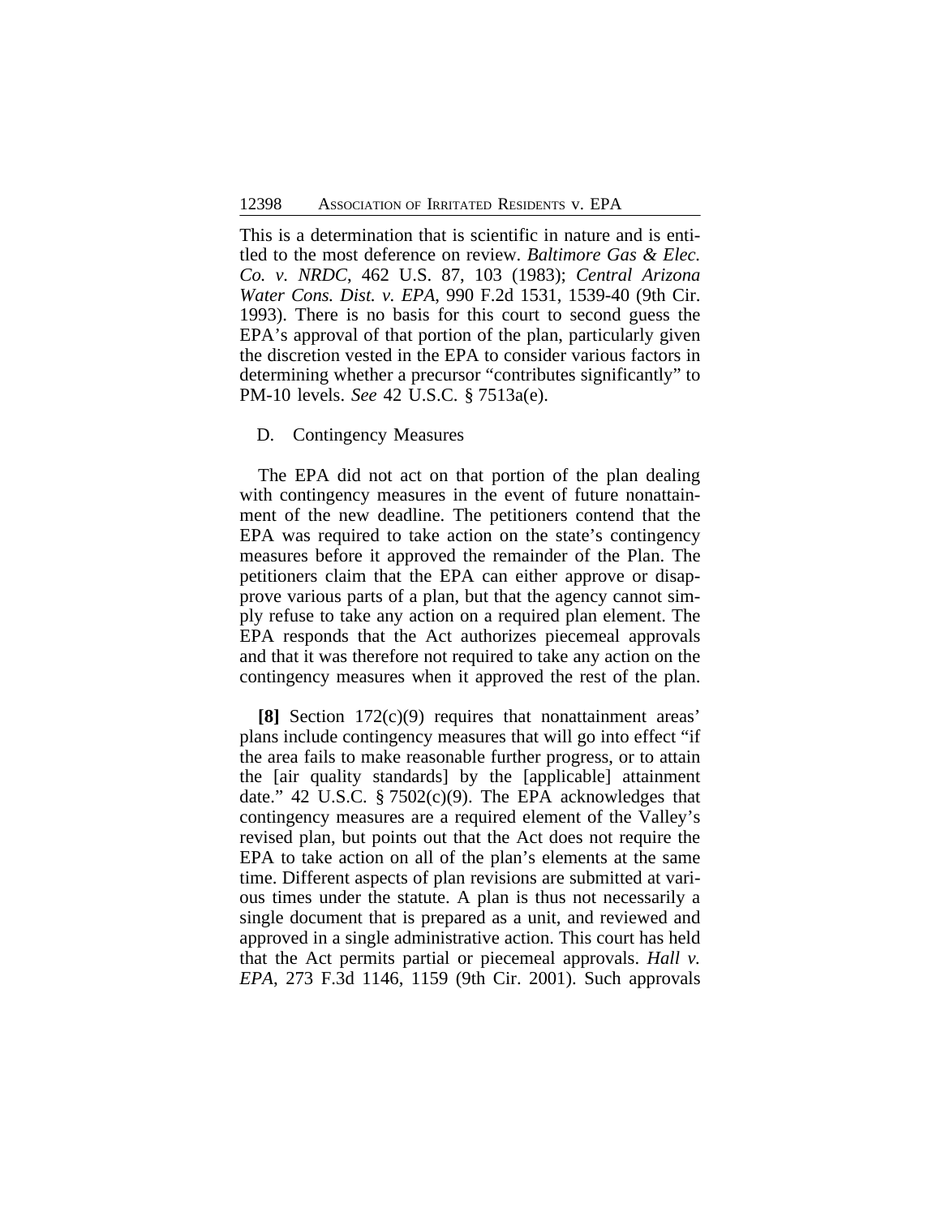This is a determination that is scientific in nature and is entitled to the most deference on review. *Baltimore Gas & Elec. Co. v. NRDC*, 462 U.S. 87, 103 (1983); *Central Arizona Water Cons. Dist. v. EPA*, 990 F.2d 1531, 1539-40 (9th Cir. 1993). There is no basis for this court to second guess the EPA's approval of that portion of the plan, particularly given the discretion vested in the EPA to consider various factors in determining whether a precursor "contributes significantly" to PM-10 levels. *See* 42 U.S.C. § 7513a(e).

### D. Contingency Measures

The EPA did not act on that portion of the plan dealing with contingency measures in the event of future nonattainment of the new deadline. The petitioners contend that the EPA was required to take action on the state's contingency measures before it approved the remainder of the Plan. The petitioners claim that the EPA can either approve or disapprove various parts of a plan, but that the agency cannot simply refuse to take any action on a required plan element. The EPA responds that the Act authorizes piecemeal approvals and that it was therefore not required to take any action on the contingency measures when it approved the rest of the plan.

**[8]** Section 172(c)(9) requires that nonattainment areas' plans include contingency measures that will go into effect "if the area fails to make reasonable further progress, or to attain the [air quality standards] by the [applicable] attainment date." 42 U.S.C. § 7502(c)(9). The EPA acknowledges that contingency measures are a required element of the Valley's revised plan, but points out that the Act does not require the EPA to take action on all of the plan's elements at the same time. Different aspects of plan revisions are submitted at various times under the statute. A plan is thus not necessarily a single document that is prepared as a unit, and reviewed and approved in a single administrative action. This court has held that the Act permits partial or piecemeal approvals. *Hall v. EPA*, 273 F.3d 1146, 1159 (9th Cir. 2001). Such approvals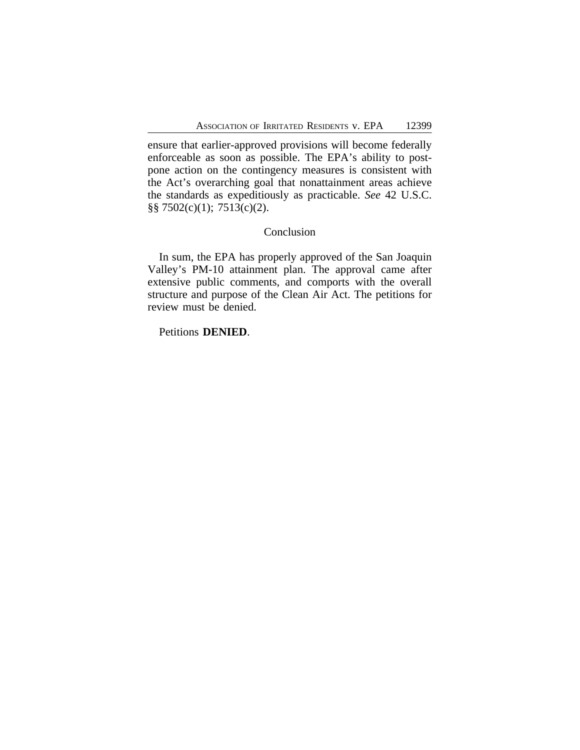ensure that earlier-approved provisions will become federally enforceable as soon as possible. The EPA's ability to postpone action on the contingency measures is consistent with the Act's overarching goal that nonattainment areas achieve the standards as expeditiously as practicable. *See* 42 U.S.C. §§ 7502(c)(1); 7513(c)(2).

## Conclusion

In sum, the EPA has properly approved of the San Joaquin Valley's PM-10 attainment plan. The approval came after extensive public comments, and comports with the overall structure and purpose of the Clean Air Act. The petitions for review must be denied.

Petitions **DENIED**.